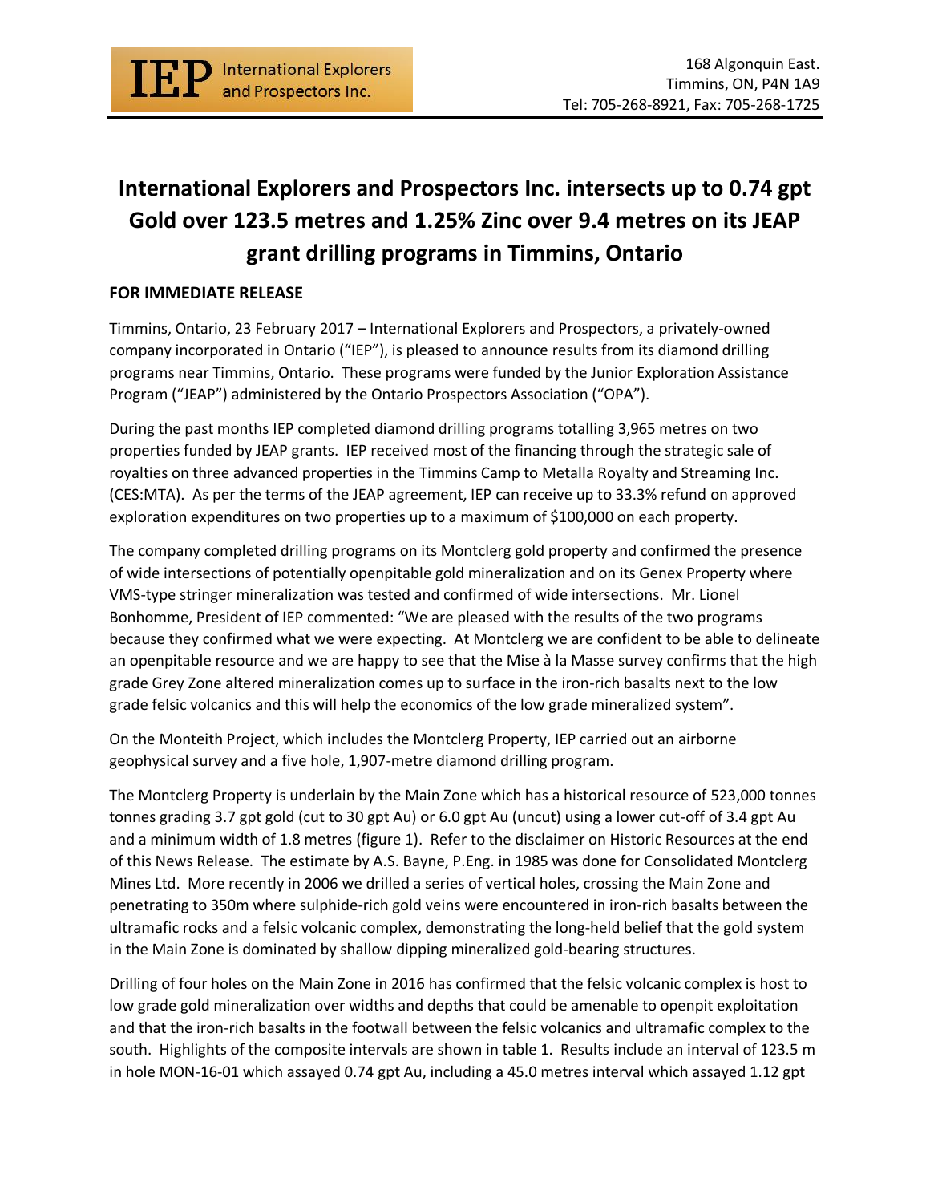IEP International Explorers and Prospectors Inc.

168 Algonquin East.
Timmins, ON, P4N 1A9
Tel: 705-268-8921, Fax: 705-268-1725

# International Explorers and Prospectors Inc. intersects up to 0.74 gpt Gold over 123.5 metres and 1.25% Zinc over 9.4 metres on its JEAP grant drilling programs in Timmins, Ontario

**FOR IMMEDIATE RELEASE**

Timmins, Ontario, 23 February 2017 – International Explorers and Prospectors, a privately-owned company incorporated in Ontario ("IEP"), is pleased to announce results from its diamond drilling programs near Timmins, Ontario. These programs were funded by the Junior Exploration Assistance Program ("JEAP") administered by the Ontario Prospectors Association ("OPA").

During the past months IEP completed diamond drilling programs totalling 3,965 metres on two properties funded by JEAP grants. IEP received most of the financing through the strategic sale of royalties on three advanced properties in the Timmins Camp to Metalla Royalty and Streaming Inc. (CES:MTA). As per the terms of the JEAP agreement, IEP can receive up to 33.3% refund on approved exploration expenditures on two properties up to a maximum of $100,000 on each property.

The company completed drilling programs on its Montclerg gold property and confirmed the presence of wide intersections of potentially openpitable gold mineralization and on its Genex Property where VMS-type stringer mineralization was tested and confirmed of wide intersections. Mr. Lionel Bonhomme, President of IEP commented: "We are pleased with the results of the two programs because they confirmed what we were expecting. At Montclerg we are confident to be able to delineate an openpitable resource and we are happy to see that the Mise à la Masse survey confirms that the high grade Grey Zone altered mineralization comes up to surface in the iron-rich basalts next to the low grade felsic volcanics and this will help the economics of the low grade mineralized system".

On the Monteith Project, which includes the Montclerg Property, IEP carried out an airborne geophysical survey and a five hole, 1,907-metre diamond drilling program.

The Montclerg Property is underlain by the Main Zone which has a historical resource of 523,000 tonnes tonnes grading 3.7 gpt gold (cut to 30 gpt Au) or 6.0 gpt Au (uncut) using a lower cut-off of 3.4 gpt Au and a minimum width of 1.8 metres (figure 1). Refer to the disclaimer on Historic Resources at the end of this News Release. The estimate by A.S. Bayne, P.Eng. in 1985 was done for Consolidated Montclerg Mines Ltd. More recently in 2006 we drilled a series of vertical holes, crossing the Main Zone and penetrating to 350m where sulphide-rich gold veins were encountered in iron-rich basalts between the ultramafic rocks and a felsic volcanic complex, demonstrating the long-held belief that the gold system in the Main Zone is dominated by shallow dipping mineralized gold-bearing structures.

Drilling of four holes on the Main Zone in 2016 has confirmed that the felsic volcanic complex is host to low grade gold mineralization over widths and depths that could be amenable to openpit exploitation and that the iron-rich basalts in the footwall between the felsic volcanics and ultramafic complex to the south. Highlights of the composite intervals are shown in table 1. Results include an interval of 123.5 m in hole MON-16-01 which assayed 0.74 gpt Au, including a 45.0 metres interval which assayed 1.12 gpt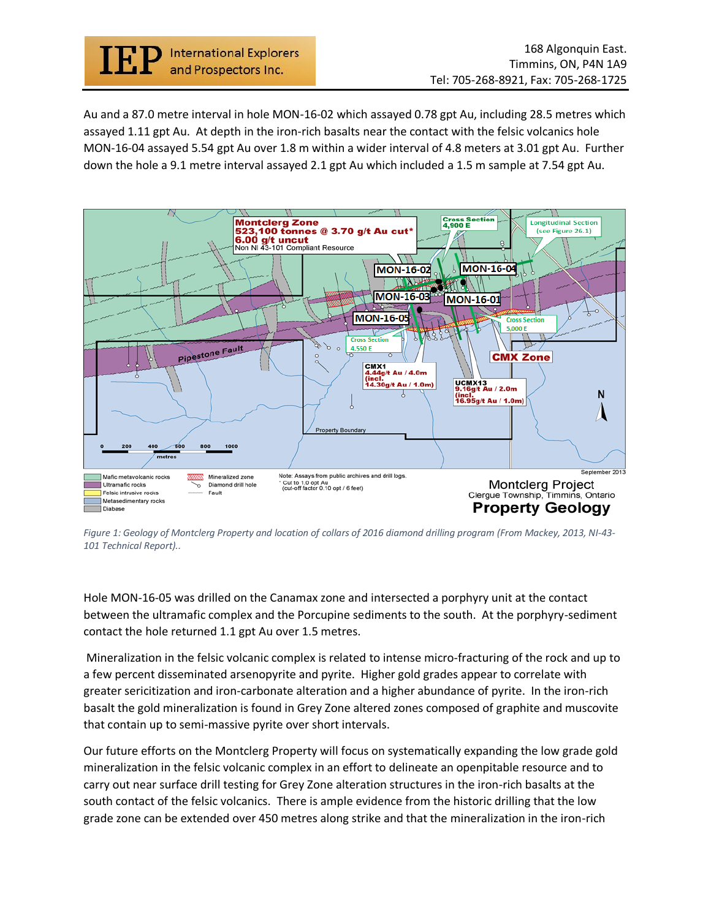Au and a 87.0 metre interval in hole MON-16-02 which assayed 0.78 gpt Au, including 28.5 metres which assayed 1.11 gpt Au. At depth in the iron-rich basalts near the contact with the felsic volcanics hole MON-16-04 assayed 5.54 gpt Au over 1.8 m within a wider interval of 4.8 meters at 3.01 gpt Au. Further down the hole a 9.1 metre interval assayed 2.1 gpt Au which included a 1.5 m sample at 7.54 gpt Au.

*Figure 1: Geology of Montclerg Property and location of collars of 2016 diamond drilling program (From Mackey, 2013, NI-43-101 Technical Report)..*

Hole MON-16-05 was drilled on the Canamax zone and intersected a porphyry unit at the contact between the ultramafic complex and the Porcupine sediments to the south. At the porphyry-sediment contact the hole returned 1.1 gpt Au over 1.5 metres.

Mineralization in the felsic volcanic complex is related to intense micro-fracturing of the rock and up to a few percent disseminated arsenopyrite and pyrite. Higher gold grades appear to correlate with greater sericitization and iron-carbonate alteration and a higher abundance of pyrite. In the iron-rich basalt the gold mineralization is found in Grey Zone altered zones composed of graphite and muscovite that contain up to semi-massive pyrite over short intervals.

Our future efforts on the Montclerg Property will focus on systematically expanding the low grade gold mineralization in the felsic volcanic complex in an effort to delineate an openpitable resource and to carry out near surface drill testing for Grey Zone alteration structures in the iron-rich basalts at the south contact of the felsic volcanics. There is ample evidence from the historic drilling that the low grade zone can be extended over 450 metres along strike and that the mineralization in the iron-rich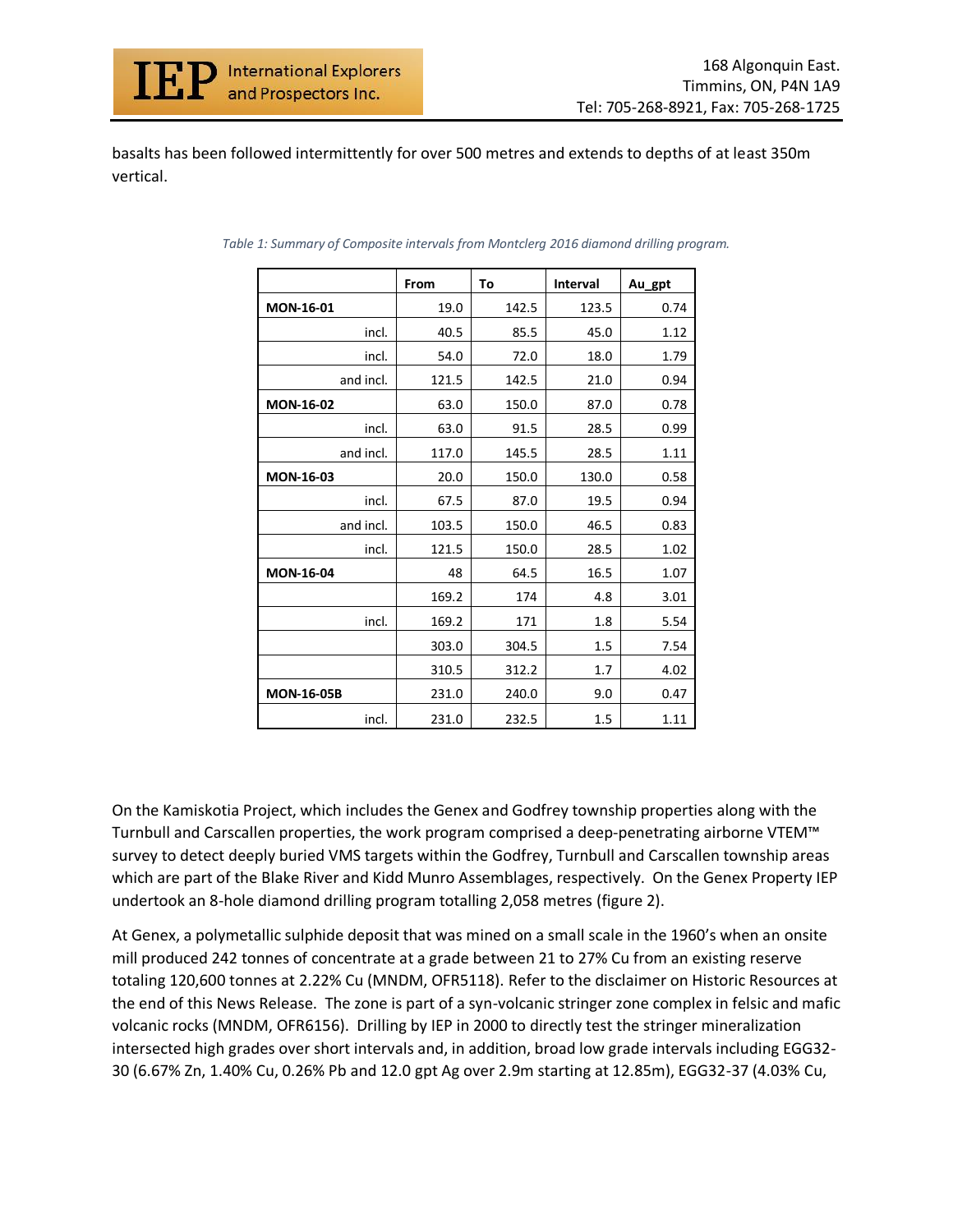basalts has been followed intermittently for over 500 metres and extends to depths of at least 350m vertical.

*Table 1: Summary of Composite intervals from Montclerg 2016 diamond drilling program.*

| | From | To | Interval | Au_gpt |
|---|---|---|---|---|
| **MON-16-01** | 19.0 | 142.5 | 123.5 | 0.74 |
| incl. | 40.5 | 85.5 | 45.0 | 1.12 |
| incl. | 54.0 | 72.0 | 18.0 | 1.79 |
| and incl. | 121.5 | 142.5 | 21.0 | 0.94 |
| **MON-16-02** | 63.0 | 150.0 | 87.0 | 0.78 |
| incl. | 63.0 | 91.5 | 28.5 | 0.99 |
| and incl. | 117.0 | 145.5 | 28.5 | 1.11 |
| **MON-16-03** | 20.0 | 150.0 | 130.0 | 0.58 |
| incl. | 67.5 | 87.0 | 19.5 | 0.94 |
| and incl. | 103.5 | 150.0 | 46.5 | 0.83 |
| incl. | 121.5 | 150.0 | 28.5 | 1.02 |
| **MON-16-04** | 48 | 64.5 | 16.5 | 1.07 |
| | 169.2 | 174 | 4.8 | 3.01 |
| incl. | 169.2 | 171 | 1.8 | 5.54 |
| | 303.0 | 304.5 | 1.5 | 7.54 |
| | 310.5 | 312.2 | 1.7 | 4.02 |
| **MON-16-05B** | 231.0 | 240.0 | 9.0 | 0.47 |
| incl. | 231.0 | 232.5 | 1.5 | 1.11 |

On the Kamiskotia Project, which includes the Genex and Godfrey township properties along with the Turnbull and Carscallen properties, the work program comprised a deep-penetrating airborne VTEM™ survey to detect deeply buried VMS targets within the Godfrey, Turnbull and Carscallen township areas which are part of the Blake River and Kidd Munro Assemblages, respectively. On the Genex Property IEP undertook an 8-hole diamond drilling program totalling 2,058 metres (figure 2).

At Genex, a polymetallic sulphide deposit that was mined on a small scale in the 1960's when an onsite mill produced 242 tonnes of concentrate at a grade between 21 to 27% Cu from an existing reserve totaling 120,600 tonnes at 2.22% Cu (MNDM, OFR5118). Refer to the disclaimer on Historic Resources at the end of this News Release. The zone is part of a syn-volcanic stringer zone complex in felsic and mafic volcanic rocks (MNDM, OFR6156). Drilling by IEP in 2000 to directly test the stringer mineralization intersected high grades over short intervals and, in addition, broad low grade intervals including EGG32-30 (6.67% Zn, 1.40% Cu, 0.26% Pb and 12.0 gpt Ag over 2.9m starting at 12.85m), EGG32-37 (4.03% Cu,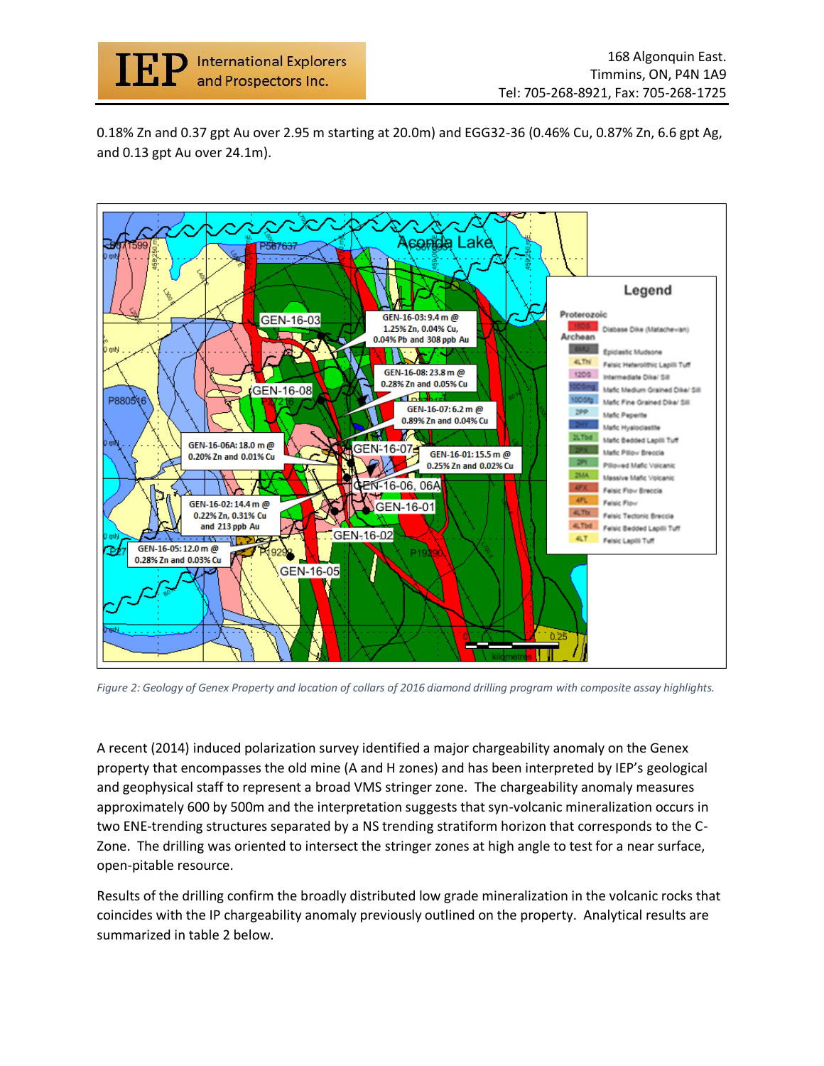0.18% Zn and 0.37 gpt Au over 2.95 m starting at 20.0m) and EGG32-36 (0.46% Cu, 0.87% Zn, 6.6 gpt Ag, and 0.13 gpt Au over 24.1m).

*Figure 2: Geology of Genex Property and location of collars of 2016 diamond drilling program with composite assay highlights.*

A recent (2014) induced polarization survey identified a major chargeability anomaly on the Genex property that encompasses the old mine (A and H zones) and has been interpreted by IEP's geological and geophysical staff to represent a broad VMS stringer zone. The chargeability anomaly measures approximately 600 by 500m and the interpretation suggests that syn-volcanic mineralization occurs in two ENE-trending structures separated by a NS trending stratiform horizon that corresponds to the C-Zone. The drilling was oriented to intersect the stringer zones at high angle to test for a near surface, open-pitable resource.

Results of the drilling confirm the broadly distributed low grade mineralization in the volcanic rocks that coincides with the IP chargeability anomaly previously outlined on the property. Analytical results are summarized in table 2 below.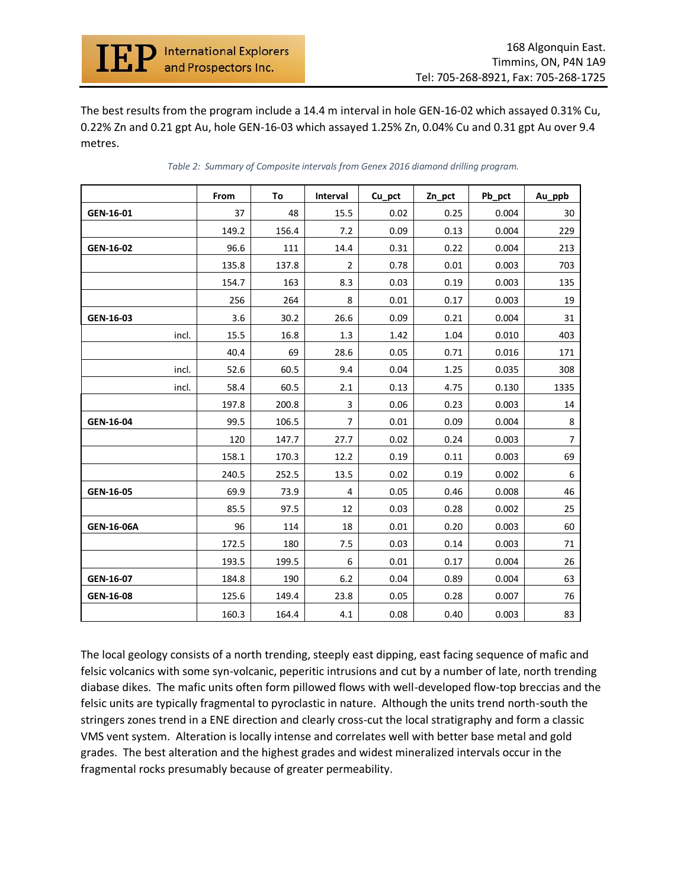The best results from the program include a 14.4 m interval in hole GEN-16-02 which assayed 0.31% Cu, 0.22% Zn and 0.21 gpt Au, hole GEN-16-03 which assayed 1.25% Zn, 0.04% Cu and 0.31 gpt Au over 9.4 metres.

*Table 2: Summary of Composite intervals from Genex 2016 diamond drilling program.*

| | From | To | Interval | Cu_pct | Zn_pct | Pb_pct | Au_ppb |
|---|---|---|---|---|---|---|---|
| **GEN-16-01** | 37 | 48 | 15.5 | 0.02 | 0.25 | 0.004 | 30 |
| | 149.2 | 156.4 | 7.2 | 0.09 | 0.13 | 0.004 | 229 |
| **GEN-16-02** | 96.6 | 111 | 14.4 | 0.31 | 0.22 | 0.004 | 213 |
| | 135.8 | 137.8 | 2 | 0.78 | 0.01 | 0.003 | 703 |
| | 154.7 | 163 | 8.3 | 0.03 | 0.19 | 0.003 | 135 |
| | 256 | 264 | 8 | 0.01 | 0.17 | 0.003 | 19 |
| **GEN-16-03** | 3.6 | 30.2 | 26.6 | 0.09 | 0.21 | 0.004 | 31 |
| incl. | 15.5 | 16.8 | 1.3 | 1.42 | 1.04 | 0.010 | 403 |
| | 40.4 | 69 | 28.6 | 0.05 | 0.71 | 0.016 | 171 |
| incl. | 52.6 | 60.5 | 9.4 | 0.04 | 1.25 | 0.035 | 308 |
| incl. | 58.4 | 60.5 | 2.1 | 0.13 | 4.75 | 0.130 | 1335 |
| | 197.8 | 200.8 | 3 | 0.06 | 0.23 | 0.003 | 14 |
| **GEN-16-04** | 99.5 | 106.5 | 7 | 0.01 | 0.09 | 0.004 | 8 |
| | 120 | 147.7 | 27.7 | 0.02 | 0.24 | 0.003 | 7 |
| | 158.1 | 170.3 | 12.2 | 0.19 | 0.11 | 0.003 | 69 |
| | 240.5 | 252.5 | 13.5 | 0.02 | 0.19 | 0.002 | 6 |
| **GEN-16-05** | 69.9 | 73.9 | 4 | 0.05 | 0.46 | 0.008 | 46 |
| | 85.5 | 97.5 | 12 | 0.03 | 0.28 | 0.002 | 25 |
| **GEN-16-06A** | 96 | 114 | 18 | 0.01 | 0.20 | 0.003 | 60 |
| | 172.5 | 180 | 7.5 | 0.03 | 0.14 | 0.003 | 71 |
| | 193.5 | 199.5 | 6 | 0.01 | 0.17 | 0.004 | 26 |
| **GEN-16-07** | 184.8 | 190 | 6.2 | 0.04 | 0.89 | 0.004 | 63 |
| **GEN-16-08** | 125.6 | 149.4 | 23.8 | 0.05 | 0.28 | 0.007 | 76 |
| | 160.3 | 164.4 | 4.1 | 0.08 | 0.40 | 0.003 | 83 |

The local geology consists of a north trending, steeply east dipping, east facing sequence of mafic and felsic volcanics with some syn-volcanic, peperitic intrusions and cut by a number of late, north trending diabase dikes. The mafic units often form pillowed flows with well-developed flow-top breccias and the felsic units are typically fragmental to pyroclastic in nature. Although the units trend north-south the stringers zones trend in a ENE direction and clearly cross-cut the local stratigraphy and form a classic VMS vent system. Alteration is locally intense and correlates well with better base metal and gold grades. The best alteration and the highest grades and widest mineralized intervals occur in the fragmental rocks presumably because of greater permeability.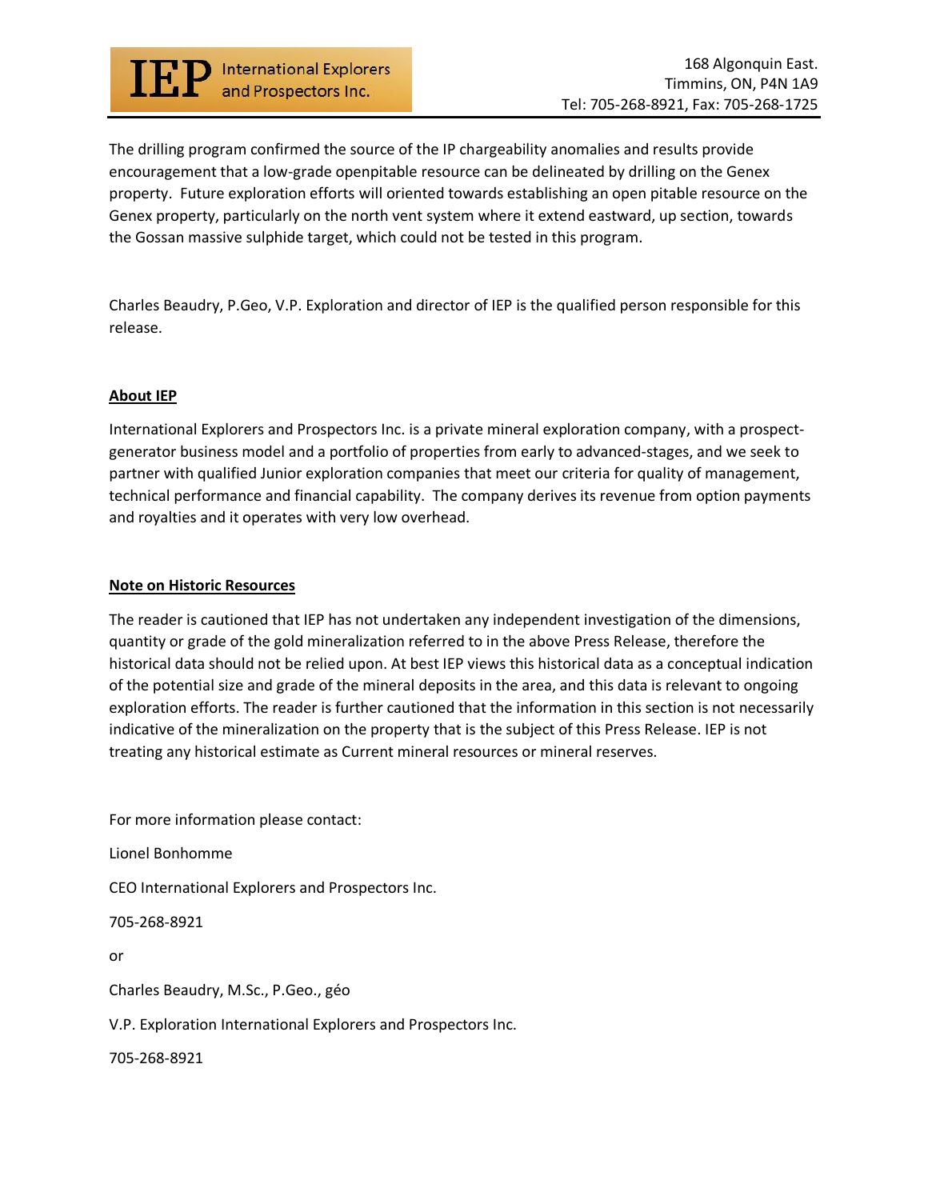The drilling program confirmed the source of the IP chargeability anomalies and results provide encouragement that a low-grade openpitable resource can be delineated by drilling on the Genex property. Future exploration efforts will oriented towards establishing an open pitable resource on the Genex property, particularly on the north vent system where it extend eastward, up section, towards the Gossan massive sulphide target, which could not be tested in this program.

Charles Beaudry, P.Geo, V.P. Exploration and director of IEP is the qualified person responsible for this release.

## About IEP

International Explorers and Prospectors Inc. is a private mineral exploration company, with a prospect-generator business model and a portfolio of properties from early to advanced-stages, and we seek to partner with qualified Junior exploration companies that meet our criteria for quality of management, technical performance and financial capability. The company derives its revenue from option payments and royalties and it operates with very low overhead.

## Note on Historic Resources

The reader is cautioned that IEP has not undertaken any independent investigation of the dimensions, quantity or grade of the gold mineralization referred to in the above Press Release, therefore the historical data should not be relied upon. At best IEP views this historical data as a conceptual indication of the potential size and grade of the mineral deposits in the area, and this data is relevant to ongoing exploration efforts. The reader is further cautioned that the information in this section is not necessarily indicative of the mineralization on the property that is the subject of this Press Release. IEP is not treating any historical estimate as Current mineral resources or mineral reserves.

For more information please contact:

Lionel Bonhomme

CEO International Explorers and Prospectors Inc.

705-268-8921

or

Charles Beaudry, M.Sc., P.Geo., géo

V.P. Exploration International Explorers and Prospectors Inc.

705-268-8921